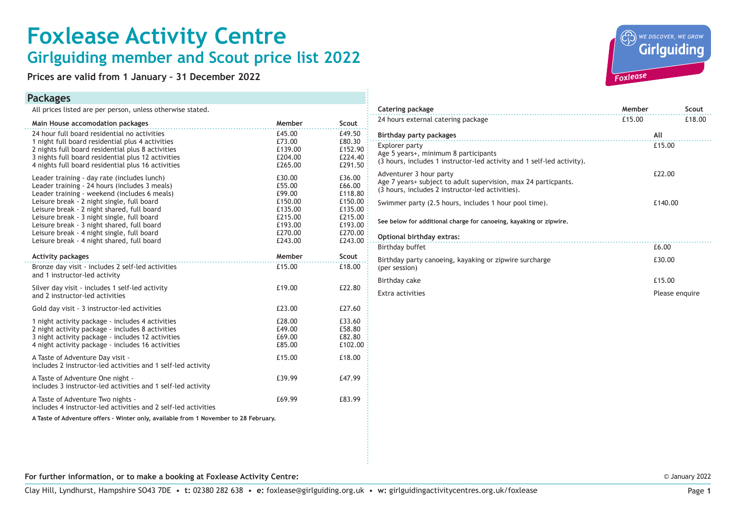# Foxlease Activity Centre

## Girlguiding member and Scout price list 2022

**Prices are valid from 1 January – 31 December 2022**

## Packages

All prices listed are per person, unless otherwise stated.

| Main House accomodation packages | Member | Scout |
|---|---|---|
| 24 hour full board residential no activities | £45.00 | £49.50 |
| 1 night full board residential plus 4 activities | £73.00 | £80.30 |
| 2 nights full board residential plus 8 activities | £139.00 | £152.90 |
| 3 nights full board residential plus 12 activities | £204.00 | £224.40 |
| 4 nights full board residential plus 16 activities | £265.00 | £291.50 |
| Leader training - day rate (includes lunch) | £30.00 | £36.00 |
| Leader training - 24 hours (includes 3 meals) | £55.00 | £66.00 |
| Leader training - weekend (includes 6 meals) | £99.00 | £118.80 |
| Leisure break - 2 night single, full board | £150.00 | £150.00 |
| Leisure break - 2 night shared, full board | £135.00 | £135.00 |
| Leisure break - 3 night single, full board | £215.00 | £215.00 |
| Leisure break - 3 night shared, full board | £193.00 | £193.00 |
| Leisure break - 4 night single, full board | £270.00 | £270.00 |
| Leisure break - 4 night shared, full board | £243.00 | £243.00 |

| Activity packages | Member | Scout |
|---|---|---|
| Bronze day visit - includes 2 self-led activities and 1 instructor-led activity | £15.00 | £18.00 |
| Silver day visit - includes 1 self-led activity and 2 instructor-led activities | £19.00 | £22.80 |
| Gold day visit - 3 instructor-led activities | £23.00 | £27.60 |
| 1 night activity package - includes 4 activities | £28.00 | £33.60 |
| 2 night activity package - includes 8 activities | £49.00 | £58.80 |
| 3 night activity package - includes 12 activities | £69.00 | £82.80 |
| 4 night activity package - includes 16 activities | £85.00 | £102.00 |
| A Taste of Adventure Day visit - includes 2 instructor-led activities and 1 self-led activity | £15.00 | £18.00 |
| A Taste of Adventure One night - includes 3 instructor-led activities and 1 self-led activity | £39.99 | £47.99 |
| A Taste of Adventure Two nights - includes 4 instructor-led activities and 2 self-led activities | £69.99 | £83.99 |

**A Taste of Adventure offers - Winter only, available from 1 November to 28 February.**

| Catering package | Member | Scout |
|---|---|---|
| 24 hours external catering package | £15.00 | £18.00 |

| Birthday party packages | All |
|---|---|
| Explorer party<br>Age 5 years+, minimum 8 participants<br>(3 hours, includes 1 instructor-led activity and 1 self-led activity). | £15.00 |
| Adventurer 3 hour party<br>Age 7 years+ subject to adult supervision, max 24 particpants.<br>(3 hours, includes 2 instructor-led activities). | £22.00 |
| Swimmer party (2.5 hours, includes 1 hour pool time). | £140.00 |

**See below for additional charge for canoeing, kayaking or zipwire.**

| Optional birthday extras: | |
|---|---|
| Birthday buffet | £6.00 |
| Birthday party canoeing, kayaking or zipwire surcharge (per session) | £30.00 |
| Birthday cake | £15.00 |
| Extra activities | Please enquire |

**For further information, or to make a booking at Foxlease Activity Centre:**

Clay Hill, Lyndhurst, Hampshire SO43 7DE • **t:** 02380 282 638 • **e:** foxlease@girlguiding.org.uk • **w:** girlguidingactivitycentres.org.uk/foxlease

© January 2022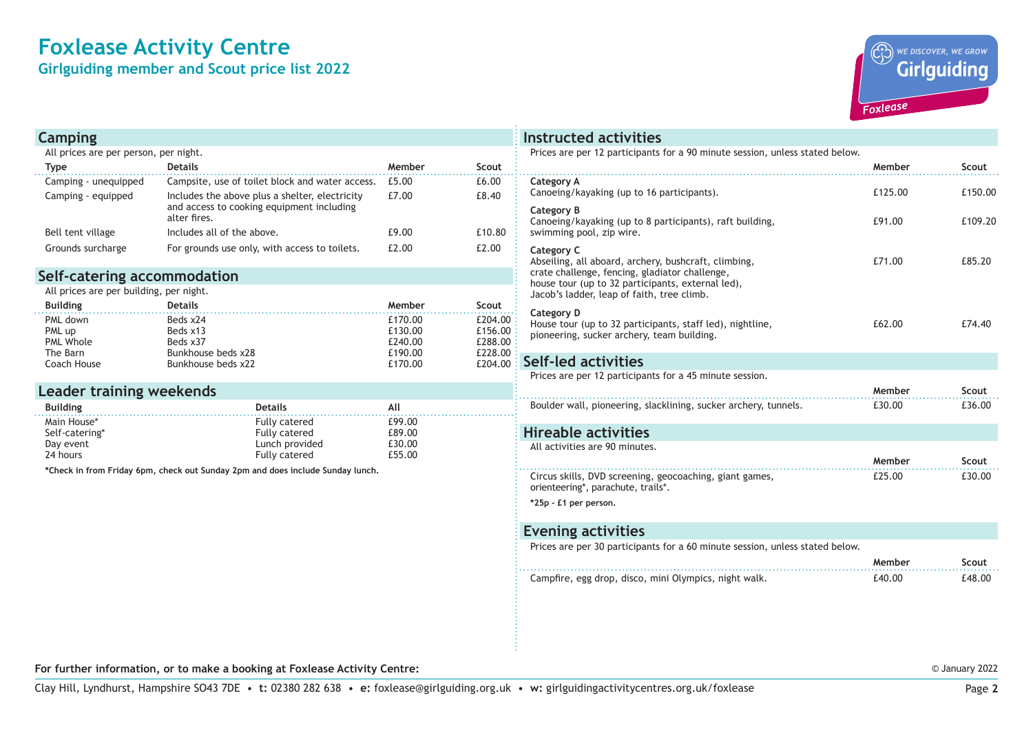# Foxlease Activity Centre

## Girlguiding member and Scout price list 2022

## Camping

All prices are per person, per night.

| Type | Details | Member | Scout |
|---|---|---|---|
| Camping - unequipped | Campsite, use of toilet block and water access. | £5.00 | £6.00 |
| Camping - equipped | Includes the above plus a shelter, electricity and access to cooking equipment including alter fires. | £7.00 | £8.40 |
| Bell tent village | Includes all of the above. | £9.00 | £10.80 |
| Grounds surcharge | For grounds use only, with access to toilets. | £2.00 | £2.00 |

## Self-catering accommodation

All prices are per building, per night.

| Building | Details | Member | Scout |
|---|---|---|---|
| PML down | Beds x24 | £170.00 | £204.00 |
| PML up | Beds x13 | £130.00 | £156.00 |
| PML Whole | Beds x37 | £240.00 | £288.00 |
| The Barn | Bunkhouse beds x28 | £190.00 | £228.00 |
| Coach House | Bunkhouse beds x22 | £170.00 | £204.00 |

## Leader training weekends

| Building | Details | All |
|---|---|---|
| Main House* | Fully catered | £99.00 |
| Self-catering* | Fully catered | £89.00 |
| Day event | Lunch provided | £30.00 |
| 24 hours | Fully catered | £55.00 |

**\*Check in from Friday 6pm, check out Sunday 2pm and does include Sunday lunch.**

## Instructed activities

Prices are per 12 participants for a 90 minute session, unless stated below.

| | Member | Scout |
|---|---|---|
| **Category A**<br>Canoeing/kayaking (up to 16 participants). | £125.00 | £150.00 |
| **Category B**<br>Canoeing/kayaking (up to 8 participants), raft building, swimming pool, zip wire. | £91.00 | £109.20 |
| **Category C**<br>Abseiling, all aboard, archery, bushcraft, climbing, crate challenge, fencing, gladiator challenge, house tour (up to 32 participants, external led), Jacob's ladder, leap of faith, tree climb. | £71.00 | £85.20 |
| **Category D**<br>House tour (up to 32 participants, staff led), nightline, pioneering, sucker archery, team building. | £62.00 | £74.40 |

## Self-led activities

Prices are per 12 participants for a 45 minute session.

| | Member | Scout |
|---|---|---|
| Boulder wall, pioneering, slacklining, sucker archery, tunnels. | £30.00 | £36.00 |

## Hireable activities

All activities are 90 minutes.

| | Member | Scout |
|---|---|---|
| Circus skills, DVD screening, geocoaching, giant games, orienteering*, parachute, trails*. | £25.00 | £30.00 |

**\*25p - £1 per person.**

## Evening activities

Prices are per 30 participants for a 60 minute session, unless stated below.

| | Member | Scout |
|---|---|---|
| Campfire, egg drop, disco, mini Olympics, night walk. | £40.00 | £48.00 |

**For further information, or to make a booking at Foxlease Activity Centre:**

Clay Hill, Lyndhurst, Hampshire SO43 7DE • **t:** 02380 282 638 • **e:** foxlease@girlguiding.org.uk • **w:** girlguidingactivitycentres.org.uk/foxlease

© January 2022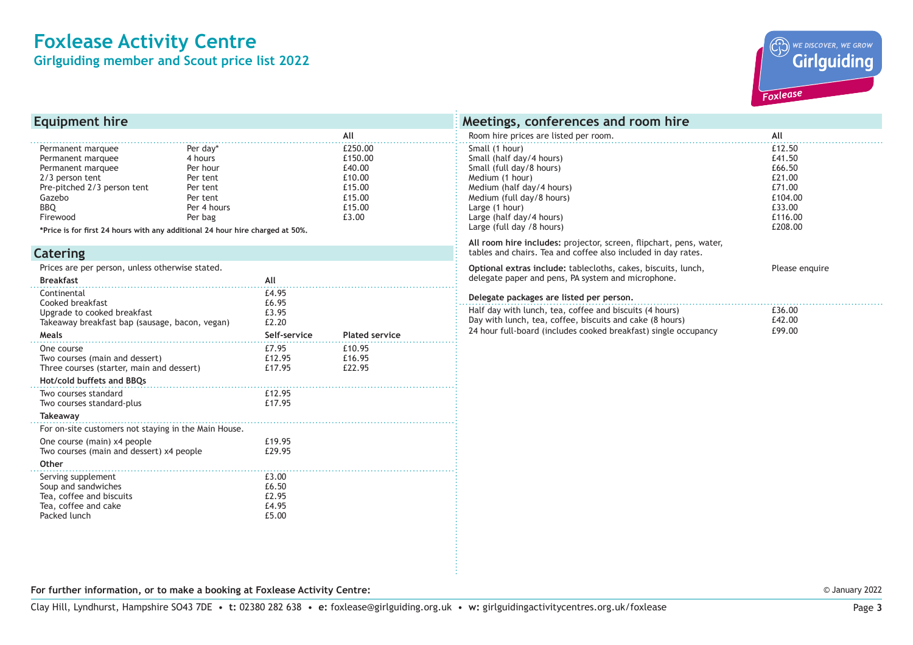# Foxlease Activity Centre

## Girlguiding member and Scout price list 2022

## Equipment hire

| | | All |
|---|---|---|
| Permanent marquee | Per day* | £250.00 |
| Permanent marquee | 4 hours | £150.00 |
| Permanent marquee | Per hour | £40.00 |
| 2/3 person tent | Per tent | £10.00 |
| Pre-pitched 2/3 person tent | Per tent | £15.00 |
| Gazebo | Per tent | £15.00 |
| BBQ | Per 4 hours | £15.00 |
| Firewood | Per bag | £3.00 |

**\*Price is for first 24 hours with any additional 24 hour hire charged at 50%.**

## Catering

Prices are per person, unless otherwise stated.

| Breakfast | All | |
|---|---|---|
| Continental | £4.95 | |
| Cooked breakfast | £6.95 | |
| Upgrade to cooked breakfast | £3.95 | |
| Takeaway breakfast bap (sausage, bacon, vegan) | £2.20 | |
| **Meals** | **Self-service** | **Plated service** |
| One course | £7.95 | £10.95 |
| Two courses (main and dessert) | £12.95 | £16.95 |
| Three courses (starter, main and dessert) | £17.95 | £22.95 |
| **Hot/cold buffets and BBQs** | | |
| Two courses standard | £12.95 | |
| Two courses standard-plus | £17.95 | |
| **Takeaway** | | |
| For on-site customers not staying in the Main House. | | |
| One course (main) x4 people | £19.95 | |
| Two courses (main and dessert) x4 people | £29.95 | |
| **Other** | | |
| Serving supplement | £3.00 | |
| Soup and sandwiches | £6.50 | |
| Tea, coffee and biscuits | £2.95 | |
| Tea, coffee and cake | £4.95 | |
| Packed lunch | £5.00 | |

## Meetings, conferences and room hire

| Room hire prices are listed per room. | All |
|---|---|
| Small (1 hour) | £12.50 |
| Small (half day/4 hours) | £41.50 |
| Small (full day/8 hours) | £66.50 |
| Medium (1 hour) | £21.00 |
| Medium (half day/4 hours) | £71.00 |
| Medium (full day/8 hours) | £104.00 |
| Large (1 hour) | £33.00 |
| Large (half day/4 hours) | £116.00 |
| Large (full day /8 hours) | £208.00 |

**All room hire includes:** projector, screen, flipchart, pens, water, tables and chairs. Tea and coffee also included in day rates.

**Optional extras include:** tablecloths, cakes, biscuits, lunch, delegate paper and pens, PA system and microphone. — Please enquire

| Delegate packages are listed per person. | |
|---|---|
| Half day with lunch, tea, coffee and biscuits (4 hours) | £36.00 |
| Day with lunch, tea, coffee, biscuits and cake (8 hours) | £42.00 |
| 24 hour full-board (includes cooked breakfast) single occupancy | £99.00 |

**For further information, or to make a booking at Foxlease Activity Centre:**

Clay Hill, Lyndhurst, Hampshire SO43 7DE • **t:** 02380 282 638 • **e:** foxlease@girlguiding.org.uk • **w:** girlguidingactivitycentres.org.uk/foxlease

© January 2022